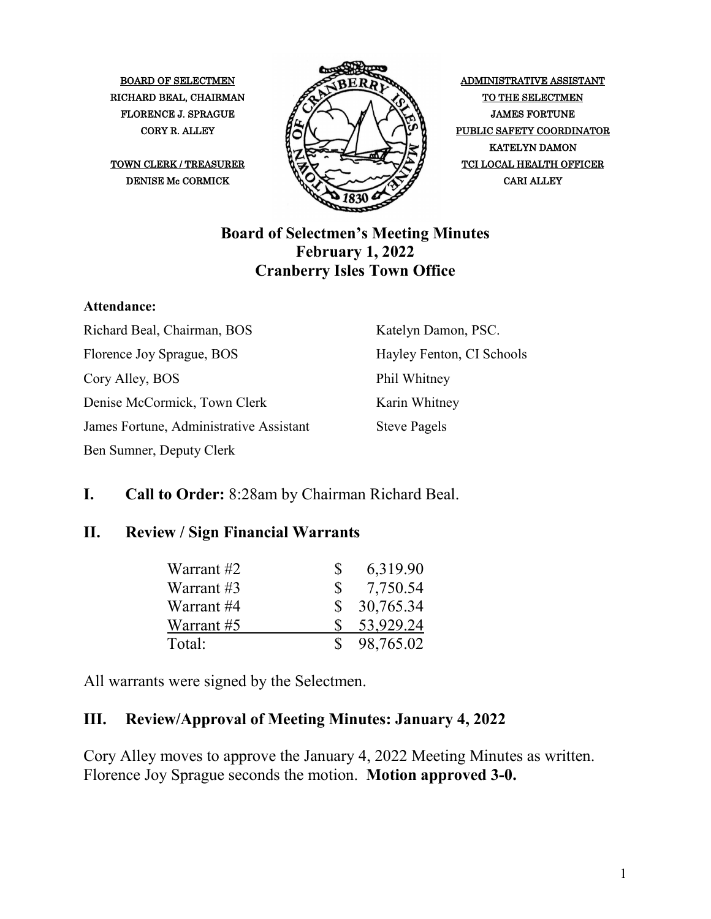BOARD OF SELECTMEN
RICHARD BEAL, CHAIRMAN
FLORENCE J. SPRAGUE
CORY R. ALLEY

TOWN CLERK / TREASURER
DENISE Mc CORMICK

ADMINISTRATIVE ASSISTANT
TO THE SELECTMEN
JAMES FORTUNE
PUBLIC SAFETY COORDINATOR
KATELYN DAMON
TCI LOCAL HEALTH OFFICER
CARI ALLEY

# Board of Selectmen's Meeting Minutes
## February 1, 2022
## Cranberry Isles Town Office

**Attendance:**

Richard Beal, Chairman, BOS
Florence Joy Sprague, BOS
Cory Alley, BOS
Denise McCormick, Town Clerk
James Fortune, Administrative Assistant
Ben Sumner, Deputy Clerk
Katelyn Damon, PSC.
Hayley Fenton, CI Schools
Phil Whitney
Karin Whitney
Steve Pagels

## I. Call to Order: 8:28am by Chairman Richard Beal.

## II. Review / Sign Financial Warrants

| | | |
|---|---|---|
| Warrant #2 | $ | 6,319.90 |
| Warrant #3 | $ | 7,750.54 |
| Warrant #4 | $ | 30,765.34 |
| Warrant #5 | $ | 53,929.24 |
| Total: | $ | 98,765.02 |

All warrants were signed by the Selectmen.

## III. Review/Approval of Meeting Minutes: January 4, 2022

Cory Alley moves to approve the January 4, 2022 Meeting Minutes as written. Florence Joy Sprague seconds the motion. **Motion approved 3-0.**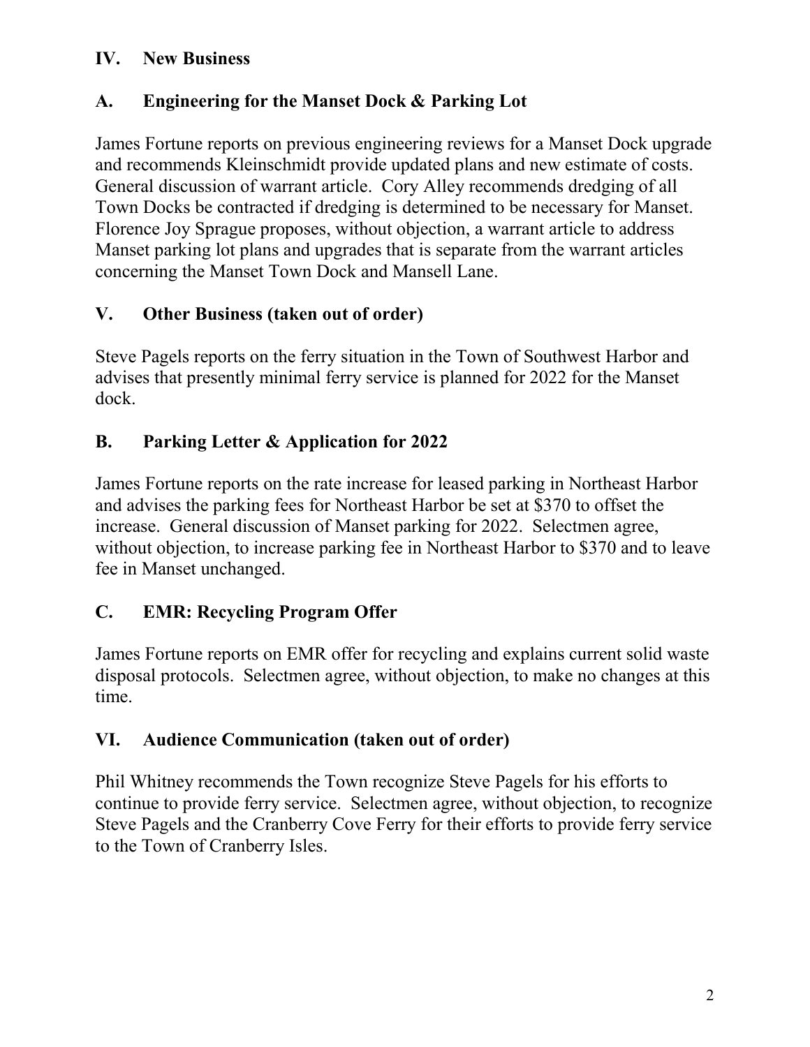## IV. New Business

### A. Engineering for the Manset Dock & Parking Lot

James Fortune reports on previous engineering reviews for a Manset Dock upgrade and recommends Kleinschmidt provide updated plans and new estimate of costs. General discussion of warrant article. Cory Alley recommends dredging of all Town Docks be contracted if dredging is determined to be necessary for Manset. Florence Joy Sprague proposes, without objection, a warrant article to address Manset parking lot plans and upgrades that is separate from the warrant articles concerning the Manset Town Dock and Mansell Lane.

## V. Other Business (taken out of order)

Steve Pagels reports on the ferry situation in the Town of Southwest Harbor and advises that presently minimal ferry service is planned for 2022 for the Manset dock.

### B. Parking Letter & Application for 2022

James Fortune reports on the rate increase for leased parking in Northeast Harbor and advises the parking fees for Northeast Harbor be set at $370 to offset the increase. General discussion of Manset parking for 2022. Selectmen agree, without objection, to increase parking fee in Northeast Harbor to $370 and to leave fee in Manset unchanged.

### C. EMR: Recycling Program Offer

James Fortune reports on EMR offer for recycling and explains current solid waste disposal protocols. Selectmen agree, without objection, to make no changes at this time.

## VI. Audience Communication (taken out of order)

Phil Whitney recommends the Town recognize Steve Pagels for his efforts to continue to provide ferry service. Selectmen agree, without objection, to recognize Steve Pagels and the Cranberry Cove Ferry for their efforts to provide ferry service to the Town of Cranberry Isles.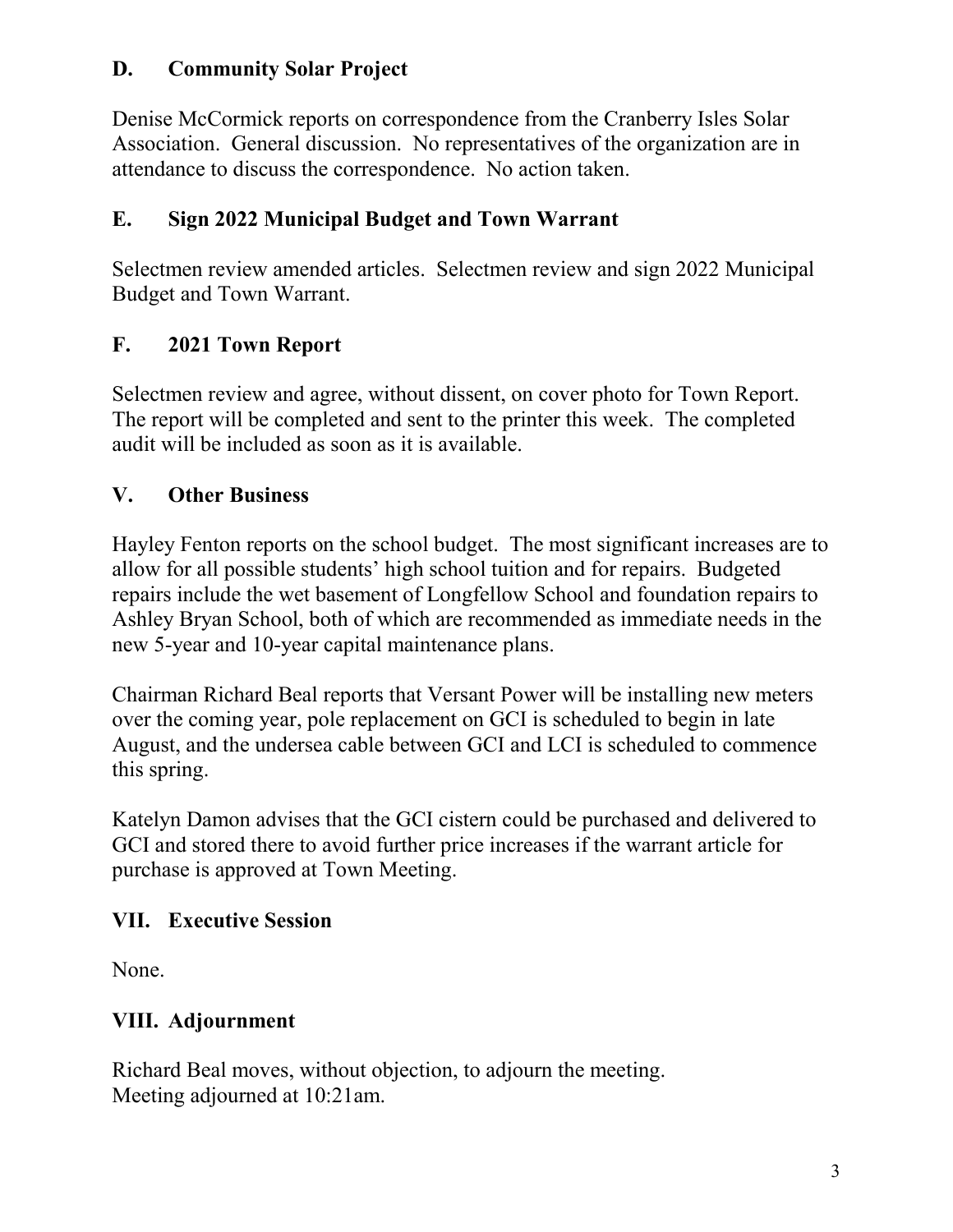## D. Community Solar Project

Denise McCormick reports on correspondence from the Cranberry Isles Solar Association. General discussion. No representatives of the organization are in attendance to discuss the correspondence. No action taken.

## E. Sign 2022 Municipal Budget and Town Warrant

Selectmen review amended articles. Selectmen review and sign 2022 Municipal Budget and Town Warrant.

## F. 2021 Town Report

Selectmen review and agree, without dissent, on cover photo for Town Report. The report will be completed and sent to the printer this week. The completed audit will be included as soon as it is available.

## V. Other Business

Hayley Fenton reports on the school budget. The most significant increases are to allow for all possible students' high school tuition and for repairs. Budgeted repairs include the wet basement of Longfellow School and foundation repairs to Ashley Bryan School, both of which are recommended as immediate needs in the new 5-year and 10-year capital maintenance plans.

Chairman Richard Beal reports that Versant Power will be installing new meters over the coming year, pole replacement on GCI is scheduled to begin in late August, and the undersea cable between GCI and LCI is scheduled to commence this spring.

Katelyn Damon advises that the GCI cistern could be purchased and delivered to GCI and stored there to avoid further price increases if the warrant article for purchase is approved at Town Meeting.

## VII. Executive Session

None.

## VIII. Adjournment

Richard Beal moves, without objection, to adjourn the meeting.
Meeting adjourned at 10:21am.